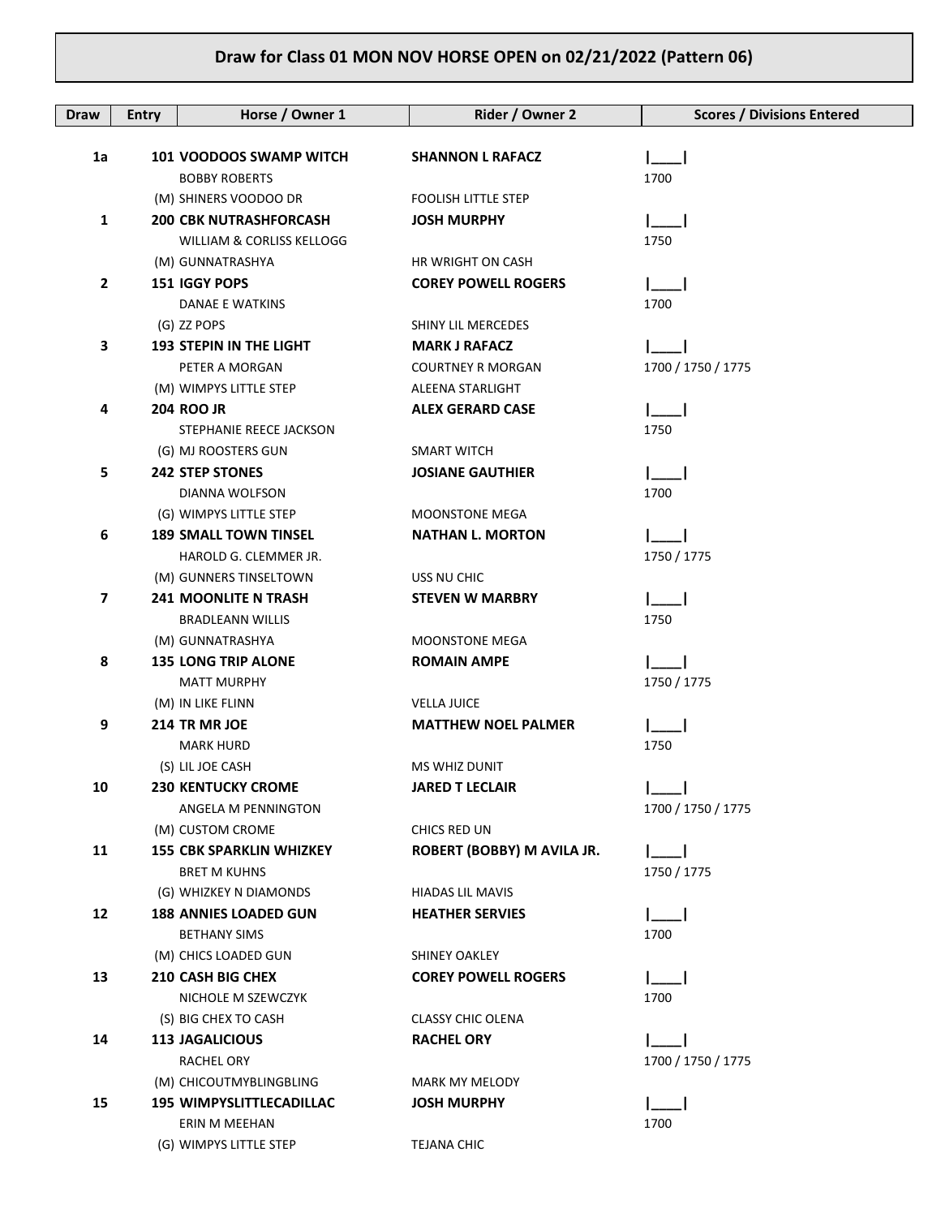# Draw for Class 01 MON NOV HORSE OPEN on 02/21/2022 (Pattern 06)

| Draw | Entry | Horse / Owner 1 | Rider / Owner 2 | Scores / Divisions Entered |
|---|---|---|---|---|
| 1a | 101 | **VOODOOS SWAMP WITCH**<br>BOBBY ROBERTS<br>(M) SHINERS VOODOO DR | **SHANNON L RAFACZ**<br><br>FOOLISH LITTLE STEP | \|____\|<br>1700 |
| 1 | 200 | **CBK NUTRASHFORCASH**<br>WILLIAM & CORLISS KELLOGG<br>(M) GUNNATRASHYA | **JOSH MURPHY**<br><br>HR WRIGHT ON CASH | \|____\|<br>1750 |
| 2 | 151 | **IGGY POPS**<br>DANAE E WATKINS<br>(G) ZZ POPS | **COREY POWELL ROGERS**<br><br>SHINY LIL MERCEDES | \|____\|<br>1700 |
| 3 | 193 | **STEPIN IN THE LIGHT**<br>PETER A MORGAN<br>(M) WIMPYS LITTLE STEP | **MARK J RAFACZ**<br>COURTNEY R MORGAN<br>ALEENA STARLIGHT | \|____\|<br>1700 / 1750 / 1775 |
| 4 | 204 | **ROO JR**<br>STEPHANIE REECE JACKSON<br>(G) MJ ROOSTERS GUN | **ALEX GERARD CASE**<br><br>SMART WITCH | \|____\|<br>1750 |
| 5 | 242 | **STEP STONES**<br>DIANNA WOLFSON<br>(G) WIMPYS LITTLE STEP | **JOSIANE GAUTHIER**<br><br>MOONSTONE MEGA | \|____\|<br>1700 |
| 6 | 189 | **SMALL TOWN TINSEL**<br>HAROLD G. CLEMMER JR.<br>(M) GUNNERS TINSELTOWN | **NATHAN L. MORTON**<br><br>USS NU CHIC | \|____\|<br>1750 / 1775 |
| 7 | 241 | **MOONLITE N TRASH**<br>BRADLEANN WILLIS<br>(M) GUNNATRASHYA | **STEVEN W MARBRY**<br><br>MOONSTONE MEGA | \|____\|<br>1750 |
| 8 | 135 | **LONG TRIP ALONE**<br>MATT MURPHY<br>(M) IN LIKE FLINN | **ROMAIN AMPE**<br><br>VELLA JUICE | \|____\|<br>1750 / 1775 |
| 9 | 214 | **TR MR JOE**<br>MARK HURD<br>(S) LIL JOE CASH | **MATTHEW NOEL PALMER**<br><br>MS WHIZ DUNIT | \|____\|<br>1750 |
| 10 | 230 | **KENTUCKY CROME**<br>ANGELA M PENNINGTON<br>(M) CUSTOM CROME | **JARED T LECLAIR**<br><br>CHICS RED UN | \|____\|<br>1700 / 1750 / 1775 |
| 11 | 155 | **CBK SPARKLIN WHIZKEY**<br>BRET M KUHNS<br>(G) WHIZKEY N DIAMONDS | **ROBERT (BOBBY) M AVILA JR.**<br><br>HIADAS LIL MAVIS | \|____\|<br>1750 / 1775 |
| 12 | 188 | **ANNIES LOADED GUN**<br>BETHANY SIMS<br>(M) CHICS LOADED GUN | **HEATHER SERVIES**<br><br>SHINEY OAKLEY | \|____\|<br>1700 |
| 13 | 210 | **CASH BIG CHEX**<br>NICHOLE M SZEWCZYK<br>(S) BIG CHEX TO CASH | **COREY POWELL ROGERS**<br><br>CLASSY CHIC OLENA | \|____\|<br>1700 |
| 14 | 113 | **JAGALICIOUS**<br>RACHEL ORY<br>(M) CHICOUTMYBLINGBLING | **RACHEL ORY**<br><br>MARK MY MELODY | \|____\|<br>1700 / 1750 / 1775 |
| 15 | 195 | **WIMPYSLITTLECADILLAC**<br>ERIN M MEEHAN<br>(G) WIMPYS LITTLE STEP | **JOSH MURPHY**<br><br>TEJANA CHIC | \|____\|<br>1700 |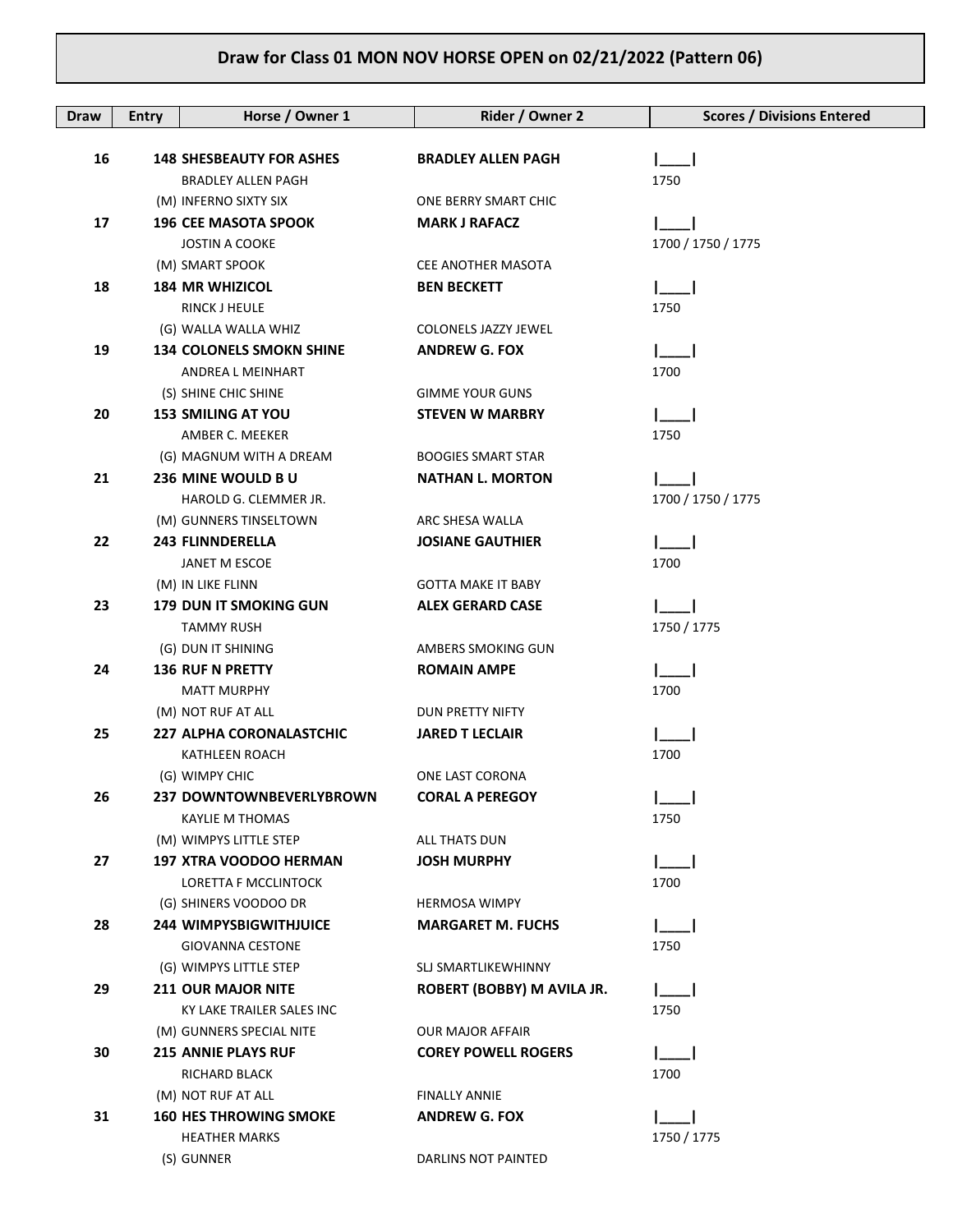## Draw for Class 01 MON NOV HORSE OPEN on 02/21/2022 (Pattern 06)

| Draw | Entry | Horse / Owner 1 | Rider / Owner 2 | Scores / Divisions Entered |
|---|---|---|---|---|
| 16 | 148 | **SHESBEAUTY FOR ASHES**<br>BRADLEY ALLEN PAGH<br>(M) INFERNO SIXTY SIX | **BRADLEY ALLEN PAGH**<br><br>ONE BERRY SMART CHIC | \|____\|<br>1750 |
| 17 | 196 | **CEE MASOTA SPOOK**<br>JOSTIN A COOKE<br>(M) SMART SPOOK | **MARK J RAFACZ**<br><br>CEE ANOTHER MASOTA | \|____\|<br>1700 / 1750 / 1775 |
| 18 | 184 | **MR WHIZICOL**<br>RINCK J HEULE<br>(G) WALLA WALLA WHIZ | **BEN BECKETT**<br><br>COLONELS JAZZY JEWEL | \|____\|<br>1750 |
| 19 | 134 | **COLONELS SMOKN SHINE**<br>ANDREA L MEINHART<br>(S) SHINE CHIC SHINE | **ANDREW G. FOX**<br><br>GIMME YOUR GUNS | \|____\|<br>1700 |
| 20 | 153 | **SMILING AT YOU**<br>AMBER C. MEEKER<br>(G) MAGNUM WITH A DREAM | **STEVEN W MARBRY**<br><br>BOOGIES SMART STAR | \|____\|<br>1750 |
| 21 | 236 | **MINE WOULD B U**<br>HAROLD G. CLEMMER JR.<br>(M) GUNNERS TINSELTOWN | **NATHAN L. MORTON**<br><br>ARC SHESA WALLA | \|____\|<br>1700 / 1750 / 1775 |
| 22 | 243 | **FLINNDERELLA**<br>JANET M ESCOE<br>(M) IN LIKE FLINN | **JOSIANE GAUTHIER**<br><br>GOTTA MAKE IT BABY | \|____\|<br>1700 |
| 23 | 179 | **DUN IT SMOKING GUN**<br>TAMMY RUSH<br>(G) DUN IT SHINING | **ALEX GERARD CASE**<br><br>AMBERS SMOKING GUN | \|____\|<br>1750 / 1775 |
| 24 | 136 | **RUF N PRETTY**<br>MATT MURPHY<br>(M) NOT RUF AT ALL | **ROMAIN AMPE**<br><br>DUN PRETTY NIFTY | \|____\|<br>1700 |
| 25 | 227 | **ALPHA CORONALASTCHIC**<br>KATHLEEN ROACH<br>(G) WIMPY CHIC | **JARED T LECLAIR**<br><br>ONE LAST CORONA | \|____\|<br>1700 |
| 26 | 237 | **DOWNTOWNBEVERLYBROWN**<br>KAYLIE M THOMAS<br>(M) WIMPYS LITTLE STEP | **CORAL A PEREGOY**<br><br>ALL THATS DUN | \|____\|<br>1750 |
| 27 | 197 | **XTRA VOODOO HERMAN**<br>LORETTA F MCCLINTOCK<br>(G) SHINERS VOODOO DR | **JOSH MURPHY**<br><br>HERMOSA WIMPY | \|____\|<br>1700 |
| 28 | 244 | **WIMPYSBIGWITHJUICE**<br>GIOVANNA CESTONE<br>(G) WIMPYS LITTLE STEP | **MARGARET M. FUCHS**<br><br>SLJ SMARTLIKEWHINNY | \|____\|<br>1750 |
| 29 | 211 | **OUR MAJOR NITE**<br>KY LAKE TRAILER SALES INC<br>(M) GUNNERS SPECIAL NITE | **ROBERT (BOBBY) M AVILA JR.**<br><br>OUR MAJOR AFFAIR | \|____\|<br>1750 |
| 30 | 215 | **ANNIE PLAYS RUF**<br>RICHARD BLACK<br>(M) NOT RUF AT ALL | **COREY POWELL ROGERS**<br><br>FINALLY ANNIE | \|____\|<br>1700 |
| 31 | 160 | **HES THROWING SMOKE**<br>HEATHER MARKS<br>(S) GUNNER | **ANDREW G. FOX**<br><br>DARLINS NOT PAINTED | \|____\|<br>1750 / 1775 |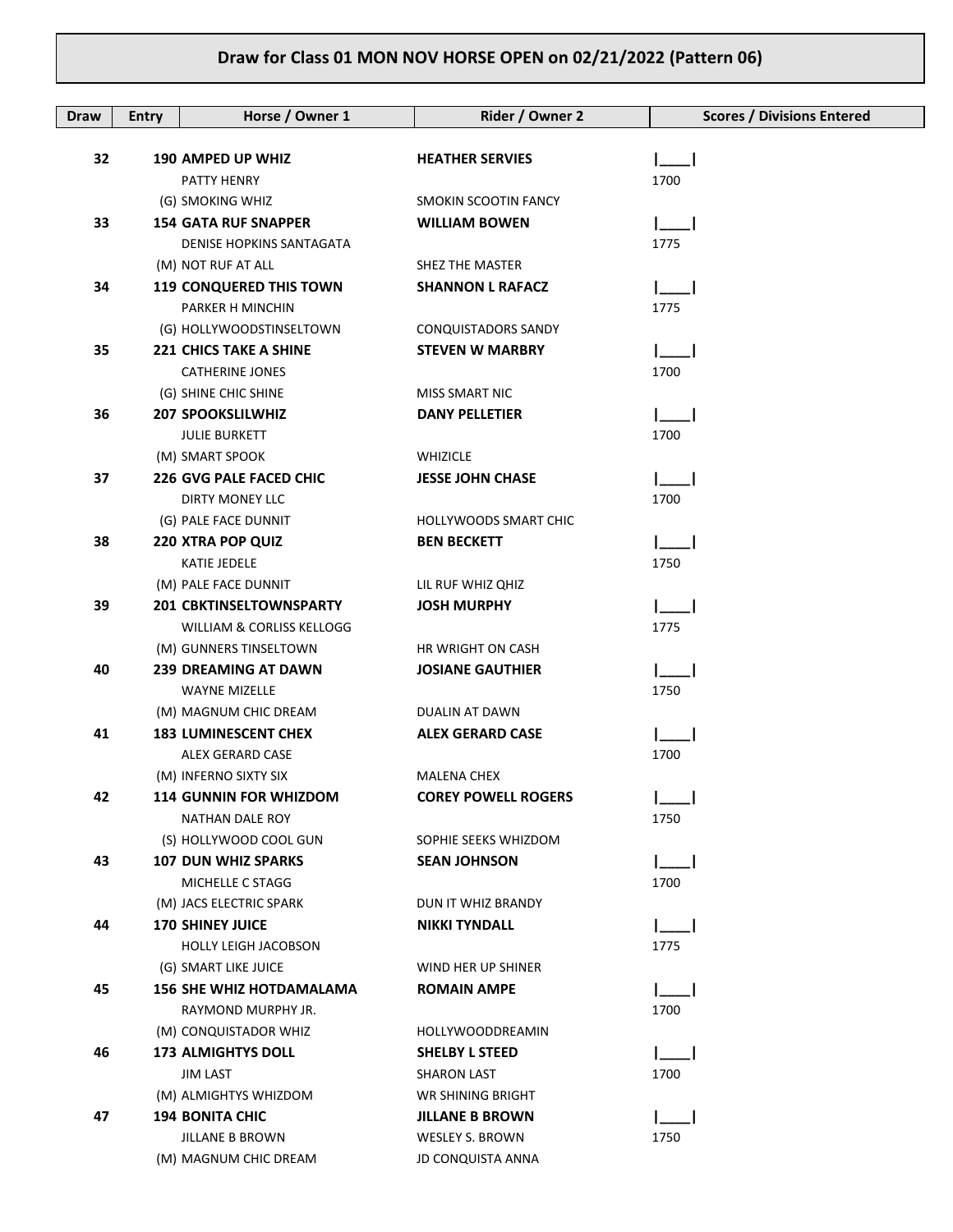## Draw for Class 01 MON NOV HORSE OPEN on 02/21/2022 (Pattern 06)

| Draw | Entry | Horse / Owner 1 | Rider / Owner 2 | Scores / Divisions Entered |
|---|---|---|---|---|
| 32 | 190 | **AMPED UP WHIZ** | **HEATHER SERVIES** | \|____\| |
| | | PATTY HENRY | | 1700 |
| | | (G) SMOKING WHIZ | SMOKIN SCOOTIN FANCY | |
| 33 | 154 | **GATA RUF SNAPPER** | **WILLIAM BOWEN** | \|____\| |
| | | DENISE HOPKINS SANTAGATA | | 1775 |
| | | (M) NOT RUF AT ALL | SHEZ THE MASTER | |
| 34 | 119 | **CONQUERED THIS TOWN** | **SHANNON L RAFACZ** | \|____\| |
| | | PARKER H MINCHIN | | 1775 |
| | | (G) HOLLYWOODSTINSELTOWN | CONQUISTADORS SANDY | |
| 35 | 221 | **CHICS TAKE A SHINE** | **STEVEN W MARBRY** | \|____\| |
| | | CATHERINE JONES | | 1700 |
| | | (G) SHINE CHIC SHINE | MISS SMART NIC | |
| 36 | 207 | **SPOOKSLILWHIZ** | **DANY PELLETIER** | \|____\| |
| | | JULIE BURKETT | | 1700 |
| | | (M) SMART SPOOK | WHIZICLE | |
| 37 | 226 | **GVG PALE FACED CHIC** | **JESSE JOHN CHASE** | \|____\| |
| | | DIRTY MONEY LLC | | 1700 |
| | | (G) PALE FACE DUNNIT | HOLLYWOODS SMART CHIC | |
| 38 | 220 | **XTRA POP QUIZ** | **BEN BECKETT** | \|____\| |
| | | KATIE JEDELE | | 1750 |
| | | (M) PALE FACE DUNNIT | LIL RUF WHIZ QHIZ | |
| 39 | 201 | **CBKTINSELTOWNSPARTY** | **JOSH MURPHY** | \|____\| |
| | | WILLIAM & CORLISS KELLOGG | | 1775 |
| | | (M) GUNNERS TINSELTOWN | HR WRIGHT ON CASH | |
| 40 | 239 | **DREAMING AT DAWN** | **JOSIANE GAUTHIER** | \|____\| |
| | | WAYNE MIZELLE | | 1750 |
| | | (M) MAGNUM CHIC DREAM | DUALIN AT DAWN | |
| 41 | 183 | **LUMINESCENT CHEX** | **ALEX GERARD CASE** | \|____\| |
| | | ALEX GERARD CASE | | 1700 |
| | | (M) INFERNO SIXTY SIX | MALENA CHEX | |
| 42 | 114 | **GUNNIN FOR WHIZDOM** | **COREY POWELL ROGERS** | \|____\| |
| | | NATHAN DALE ROY | | 1750 |
| | | (S) HOLLYWOOD COOL GUN | SOPHIE SEEKS WHIZDOM | |
| 43 | 107 | **DUN WHIZ SPARKS** | **SEAN JOHNSON** | \|____\| |
| | | MICHELLE C STAGG | | 1700 |
| | | (M) JACS ELECTRIC SPARK | DUN IT WHIZ BRANDY | |
| 44 | 170 | **SHINEY JUICE** | **NIKKI TYNDALL** | \|____\| |
| | | HOLLY LEIGH JACOBSON | | 1775 |
| | | (G) SMART LIKE JUICE | WIND HER UP SHINER | |
| 45 | 156 | **SHE WHIZ HOTDAMALAMA** | **ROMAIN AMPE** | \|____\| |
| | | RAYMOND MURPHY JR. | | 1700 |
| | | (M) CONQUISTADOR WHIZ | HOLLYWOODDREAMIN | |
| 46 | 173 | **ALMIGHTYS DOLL** | **SHELBY L STEED** | \|____\| |
| | | JIM LAST | SHARON LAST | 1700 |
| | | (M) ALMIGHTYS WHIZDOM | WR SHINING BRIGHT | |
| 47 | 194 | **BONITA CHIC** | **JILLANE B BROWN** | \|____\| |
| | | JILLANE B BROWN | WESLEY S. BROWN | 1750 |
| | | (M) MAGNUM CHIC DREAM | JD CONQUISTA ANNA | |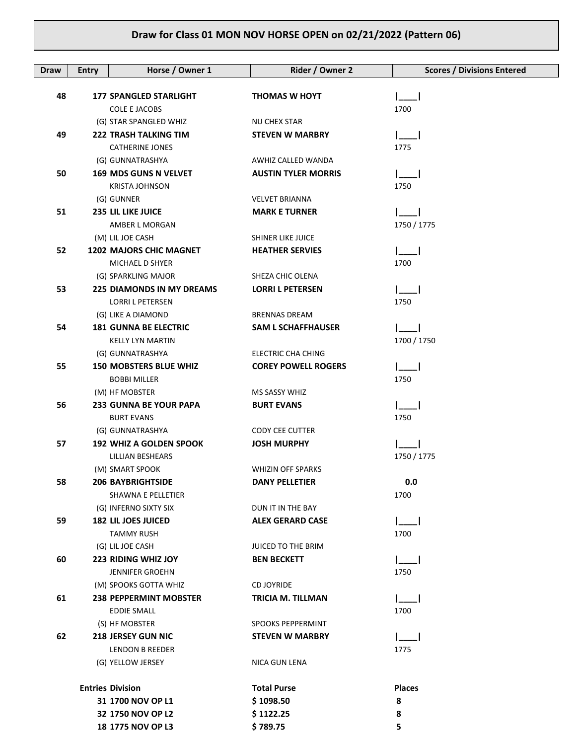# Draw for Class 01 MON NOV HORSE OPEN on 02/21/2022 (Pattern 06)

| Draw | Entry | Horse / Owner 1 | Rider / Owner 2 | Scores / Divisions Entered |
|---|---|---|---|---|
| 48 | 177 | **SPANGLED STARLIGHT**<br>COLE E JACOBS<br>(G) STAR SPANGLED WHIZ | **THOMAS W HOYT**<br><br>NU CHEX STAR | \|\_\_\_\_\|<br>1700 |
| 49 | 222 | **TRASH TALKING TIM**<br>CATHERINE JONES<br>(G) GUNNATRASHYA | **STEVEN W MARBRY**<br><br>AWHIZ CALLED WANDA | \|\_\_\_\_\|<br>1775 |
| 50 | 169 | **MDS GUNS N VELVET**<br>KRISTA JOHNSON<br>(G) GUNNER | **AUSTIN TYLER MORRIS**<br><br>VELVET BRIANNA | \|\_\_\_\_\|<br>1750 |
| 51 | 235 | **LIL LIKE JUICE**<br>AMBER L MORGAN<br>(M) LIL JOE CASH | **MARK E TURNER**<br><br>SHINER LIKE JUICE | \|\_\_\_\_\|<br>1750 / 1775 |
| 52 | 1202 | **MAJORS CHIC MAGNET**<br>MICHAEL D SHYER<br>(G) SPARKLING MAJOR | **HEATHER SERVIES**<br><br>SHEZA CHIC OLENA | \|\_\_\_\_\|<br>1700 |
| 53 | 225 | **DIAMONDS IN MY DREAMS**<br>LORRI L PETERSEN<br>(G) LIKE A DIAMOND | **LORRI L PETERSEN**<br><br>BRENNAS DREAM | \|\_\_\_\_\|<br>1750 |
| 54 | 181 | **GUNNA BE ELECTRIC**<br>KELLY LYN MARTIN<br>(G) GUNNATRASHYA | **SAM L SCHAFFHAUSER**<br><br>ELECTRIC CHA CHING | \|\_\_\_\_\|<br>1700 / 1750 |
| 55 | 150 | **MOBSTERS BLUE WHIZ**<br>BOBBI MILLER<br>(M) HF MOBSTER | **COREY POWELL ROGERS**<br><br>MS SASSY WHIZ | \|\_\_\_\_\|<br>1750 |
| 56 | 233 | **GUNNA BE YOUR PAPA**<br>BURT EVANS<br>(G) GUNNATRASHYA | **BURT EVANS**<br><br>CODY CEE CUTTER | \|\_\_\_\_\|<br>1750 |
| 57 | 192 | **WHIZ A GOLDEN SPOOK**<br>LILLIAN BESHEARS<br>(M) SMART SPOOK | **JOSH MURPHY**<br><br>WHIZIN OFF SPARKS | \|\_\_\_\_\|<br>1750 / 1775 |
| 58 | 206 | **BAYBRIGHTSIDE**<br>SHAWNA E PELLETIER<br>(G) INFERNO SIXTY SIX | **DANY PELLETIER**<br><br>DUN IT IN THE BAY | **0.0**<br>1700 |
| 59 | 182 | **LIL JOES JUICED**<br>TAMMY RUSH<br>(G) LIL JOE CASH | **ALEX GERARD CASE**<br><br>JUICED TO THE BRIM | \|\_\_\_\_\|<br>1700 |
| 60 | 223 | **RIDING WHIZ JOY**<br>JENNIFER GROEHN<br>(M) SPOOKS GOTTA WHIZ | **BEN BECKETT**<br><br>CD JOYRIDE | \|\_\_\_\_\|<br>1750 |
| 61 | 238 | **PEPPERMINT MOBSTER**<br>EDDIE SMALL<br>(S) HF MOBSTER | **TRICIA M. TILLMAN**<br><br>SPOOKS PEPPERMINT | \|\_\_\_\_\|<br>1700 |
| 62 | 218 | **JERSEY GUN NIC**<br>LENDON B REEDER<br>(G) YELLOW JERSEY | **STEVEN W MARBRY**<br><br>NICA GUN LENA | \|\_\_\_\_\|<br>1775 |

| Entries | Division | Total Purse | Places |
|---|---|---|---|
| 31 | 1700 NOV OP L1 | $ 1098.50 | 8 |
| 32 | 1750 NOV OP L2 | $ 1122.25 | 8 |
| 18 | 1775 NOV OP L3 | $ 789.75 | 5 |